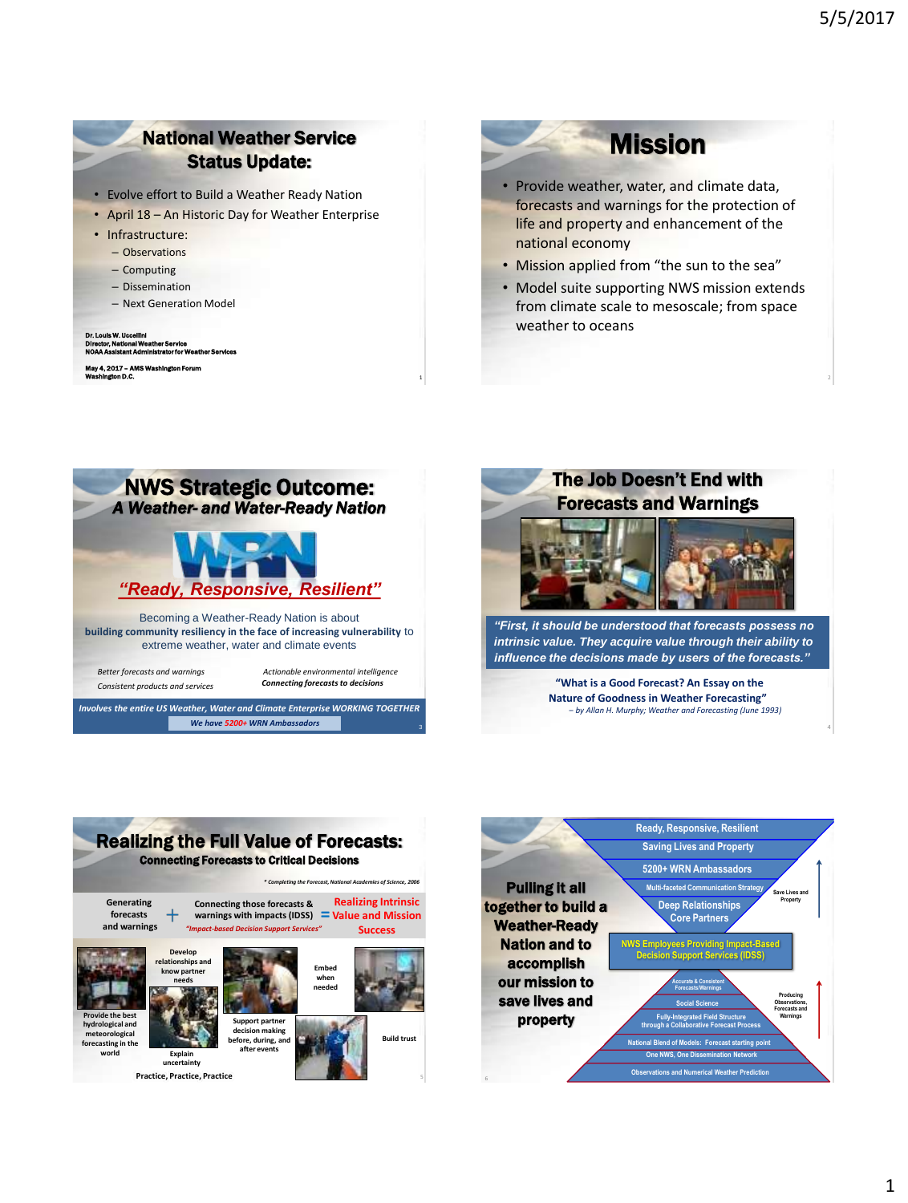## National Weather Service Status Update:

- Evolve effort to Build a Weather Ready Nation
- April 18 – An Historic Day for Weather Enterprise
- Infrastructure:
  - Observations
  - Computing
  - Dissemination
  - Next Generation Model

**Dr. Louis W. Uccellini**
**Director, National Weather Service**
**NOAA Assistant Administrator for Weather Services**

**May 4, 2017 – AMS Washington Forum**
**Washington D.C.**

## Mission

- Provide weather, water, and climate data, forecasts and warnings for the protection of life and property and enhancement of the national economy
- Mission applied from "the sun to the sea"
- Model suite supporting NWS mission extends from climate scale to mesoscale; from space weather to oceans

## NWS Strategic Outcome:

### *A Weather- and Water-Ready Nation*

WRN

*"Ready, Responsive, Resilient"*

Becoming a Weather-Ready Nation is about **building community resiliency in the face of increasing vulnerability** to extreme weather, water and climate events

*Better forecasts and warnings*
*Consistent products and services*
*Actionable environmental intelligence*
***Connecting forecasts to decisions***

*Involves the entire US Weather, Water and Climate Enterprise WORKING TOGETHER*

*We have 5200+ WRN Ambassadors*

## The Job Doesn't End with Forecasts and Warnings

*"First, it should be understood that forecasts possess no intrinsic value. They acquire value through their ability to influence the decisions made by users of the forecasts."*

**"What is a Good Forecast? An Essay on the Nature of Goodness in Weather Forecasting"**
*– by Allan H. Murphy; Weather and Forecasting (June 1993)*

## Realizing the Full Value of Forecasts:

### Connecting Forecasts to Critical Decisions

*\* Completing the Forecast, National Academies of Science, 2006*

Generating forecasts and warnings + Connecting those forecasts & warnings with impacts (IDSS) *"Impact-based Decision Support Services"* = Realizing Intrinsic Value and Mission Success

- Provide the best hydrological and meteorological forecasting in the world
- Develop relationships and know partner needs
- Explain uncertainty
- Support partner decision making before, during, and after events
- Embed when needed
- Build trust

Practice, Practice, Practice

## Pulling it all together to build a Weather-Ready Nation and to accomplish our mission to save lives and property

- Ready, Responsive, Resilient
- Saving Lives and Property
- 5200+ WRN Ambassadors
- Multi-faceted Communication Strategy
- Deep Relationships Core Partners
- Save Lives and Property
- NWS Employees Providing Impact-Based Decision Support Services (IDSS)
- Accurate & Consistent Forecasts/Warnings
- Social Science
- Fully-Integrated Field Structure through a Collaborative Forecast Process
- Producing Observations, Forecasts and Warnings
- National Blend of Models: Forecast starting point
- One NWS, One Dissemination Network
- Observations and Numerical Weather Prediction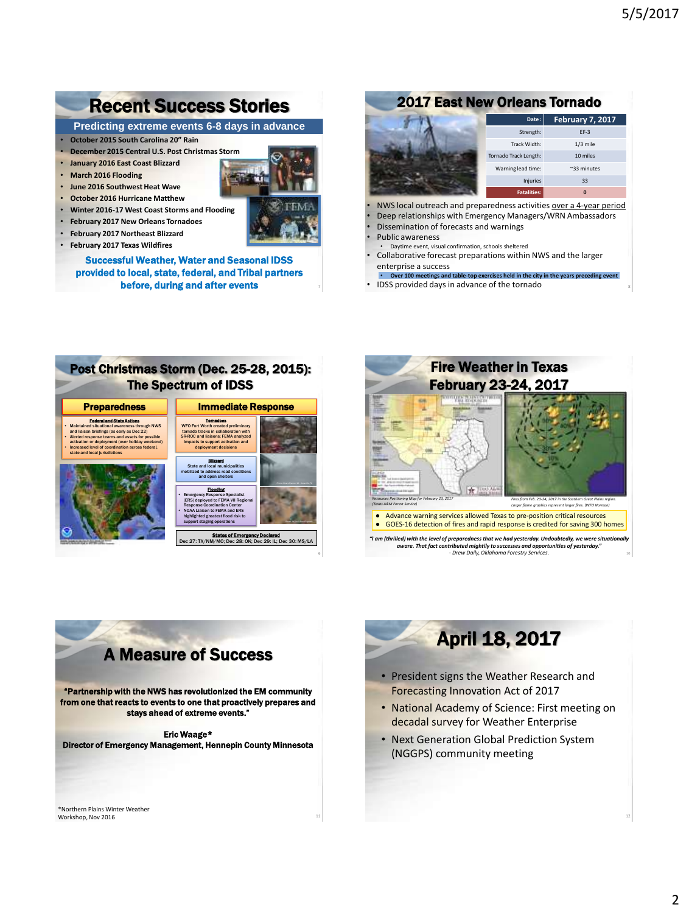## Recent Success Stories

### Predicting extreme events 6-8 days in advance

- October 2015 South Carolina 20" Rain
- December 2015 Central U.S. Post Christmas Storm
- January 2016 East Coast Blizzard
- March 2016 Flooding
- June 2016 Southwest Heat Wave
- October 2016 Hurricane Matthew
- Winter 2016-17 West Coast Storms and Flooding
- February 2017 New Orleans Tornadoes
- February 2017 Northeast Blizzard
- February 2017 Texas Wildfires

**Successful Weather, Water and Seasonal IDSS provided to local, state, federal, and Tribal partners before, during and after events**

## 2017 East New Orleans Tornado

| Date : | February 7, 2017 |
|---|---|
| Strength: | EF-3 |
| Track Width: | 1/3 mile |
| Tornado Track Length: | 10 miles |
| Warning lead time: | ~33 minutes |
| Injuries | 33 |
| Fatalities: | 0 |

- NWS local outreach and preparedness activities over a 4-year period
- Deep relationships with Emergency Managers/WRN Ambassadors
- Dissemination of forecasts and warnings
- Public awareness
  - Daytime event, visual confirmation, schools sheltered
- Collaborative forecast preparations within NWS and the larger enterprise a success
  - Over 100 meetings and table-top exercises held in the city in the years preceding event
- IDSS provided days in advance of the tornado

## Post Christmas Storm (Dec. 25-28, 2015): The Spectrum of IDSS

### Preparedness

**Federal and State Actions**

- Maintained situational awareness through NWS and liaison briefings (as early as Dec 22)
- Alerted response teams and assets for possible activation or deployment (over holiday weekend)
- Increased level of coordination across federal, state and local jurisdictions

### Immediate Response

**Tornadoes**

WFO Fort Worth created preliminary tornado tracks in collaboration with SR-ROC and liaisons; FEMA analyzed impacts to support activation and deployment decisions

**Blizzard**

State and local municipalities mobilized to address road conditions and open shelters

**Flooding**

- Emergency Response Specialist (ERS) deployed to FEMA VII Regional Response Coordination Center
- NOAA Liaison to FEMA and ERS highlighted greatest flood risk to support staging operations

**States of Emergency Declared**

Dec 27: TX/NM/MO; Dec 28: OK; Dec 29: IL; Dec 30: MS/LA

## Fire Weather in Texas February 23-24, 2017

*Resources Positioning Map for February 23, 2017 (Texas A&M Forest Service)*

*Fires from Feb. 23-24, 2017 in the Southern Great Plains region. Larger flame graphics represent larger fires. (WFO Norman)*

- Advance warning services allowed Texas to pre-position critical resources
- GOES-16 detection of fires and rapid response is credited for saving 300 homes

*"I am (thrilled) with the level of preparedness that we had yesterday. Undoubtedly, we were situationally aware. That fact contributed mightily to successes and opportunities of yesterday."*
*- Drew Daily, Oklahoma Forestry Services.*

## A Measure of Success

**"Partnership with the NWS has revolutionized the EM community from one that reacts to events to one that proactively prepares and stays ahead of extreme events."**

**Eric Waage***
**Director of Emergency Management, Hennepin County Minnesota**

*Northern Plains Winter Weather Workshop, Nov 2016

## April 18, 2017

- President signs the Weather Research and Forecasting Innovation Act of 2017
- National Academy of Science: First meeting on decadal survey for Weather Enterprise
- Next Generation Global Prediction System (NGGPS) community meeting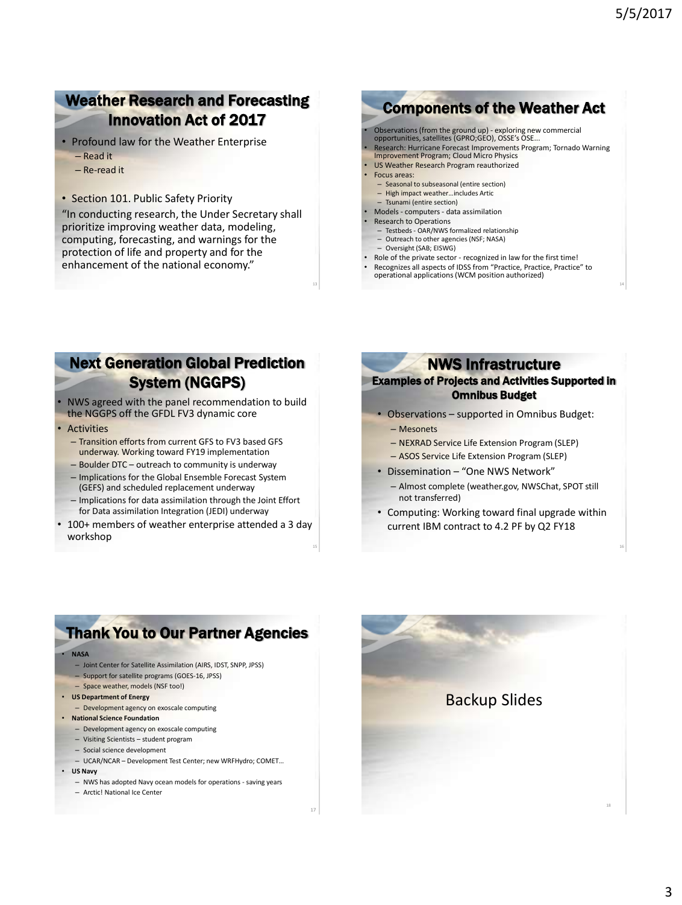## Weather Research and Forecasting Innovation Act of 2017

- Profound law for the Weather Enterprise
  - Read it
  - Re-read it
- Section 101. Public Safety Priority

"In conducting research, the Under Secretary shall prioritize improving weather data, modeling, computing, forecasting, and warnings for the protection of life and property and for the enhancement of the national economy."

## Components of the Weather Act

- Observations (from the ground up) - exploring new commercial opportunities, satellites (GPRO;GEO), OSSE's OSE...
- Research: Hurricane Forecast Improvements Program; Tornado Warning Improvement Program; Cloud Micro Physics
- US Weather Research Program reauthorized
- Focus areas:
  - Seasonal to subseasonal (entire section)
  - High impact weather…includes Artic
  - Tsunami (entire section)
- Models - computers - data assimilation
- Research to Operations
  - Testbeds - OAR/NWS formalized relationship
  - Outreach to other agencies (NSF; NASA)
  - Oversight (SAB; EISWG)
- Role of the private sector - recognized in law for the first time!
- Recognizes all aspects of IDSS from "Practice, Practice, Practice" to operational applications (WCM position authorized)

## Next Generation Global Prediction System (NGGPS)

- NWS agreed with the panel recommendation to build the NGGPS off the GFDL FV3 dynamic core
- Activities
  - Transition efforts from current GFS to FV3 based GFS underway. Working toward FY19 implementation
  - Boulder DTC – outreach to community is underway
  - Implications for the Global Ensemble Forecast System (GEFS) and scheduled replacement underway
  - Implications for data assimilation through the Joint Effort for Data assimilation Integration (JEDI) underway
- 100+ members of weather enterprise attended a 3 day workshop

## NWS Infrastructure

### Examples of Projects and Activities Supported in Omnibus Budget

- Observations – supported in Omnibus Budget:
  - Mesonets
  - NEXRAD Service Life Extension Program (SLEP)
  - ASOS Service Life Extension Program (SLEP)
- Dissemination – "One NWS Network"
  - Almost complete (weather.gov, NWSChat, SPOT still not transferred)
- Computing: Working toward final upgrade within current IBM contract to 4.2 PF by Q2 FY18

## Thank You to Our Partner Agencies

- **NASA**
  - Joint Center for Satellite Assimilation (AIRS, IDST, SNPP, JPSS)
  - Support for satellite programs (GOES-16, JPSS)
  - Space weather, models (NSF too!)
- **US Department of Energy**
  - Development agency on exoscale computing
- **National Science Foundation**
  - Development agency on exoscale computing
  - Visiting Scientists – student program
  - Social science development
  - UCAR/NCAR – Development Test Center; new WRFHydro; COMET…
- **US Navy**
  - NWS has adopted Navy ocean models for operations - saving years
  - Arctic! National Ice Center

## Backup Slides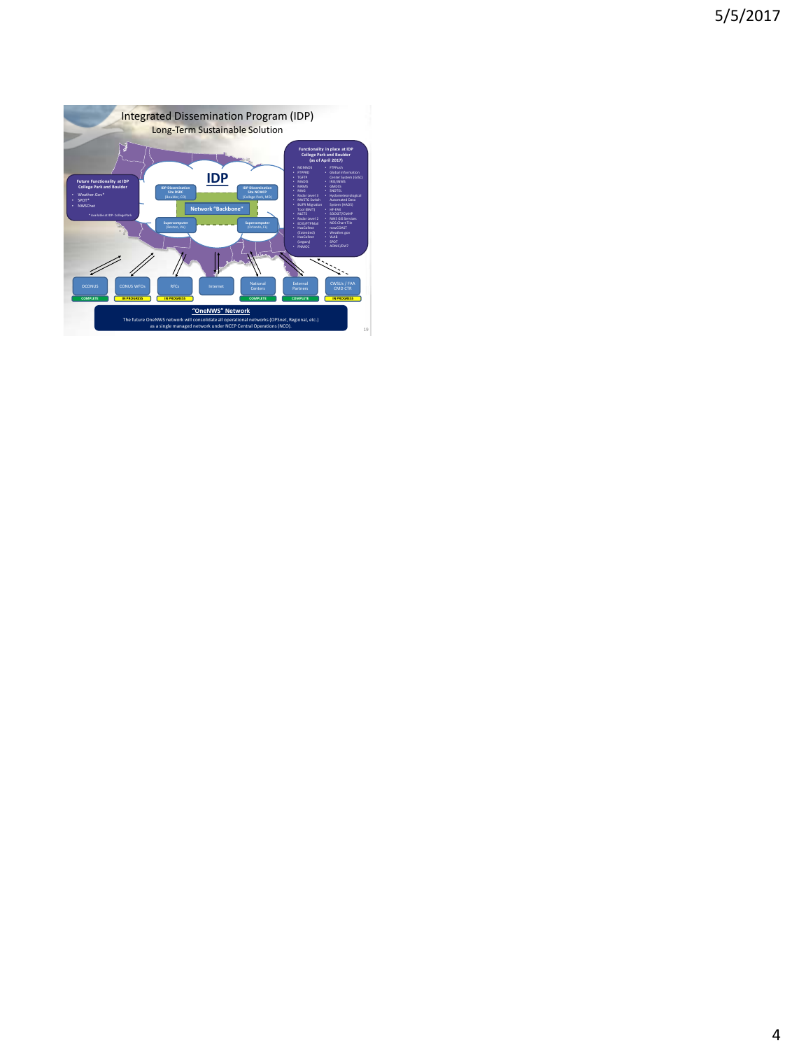# Integrated Dissemination Program (IDP)

## Long-Term Sustainable Solution

**Future Functionality at IDP College Park and Boulder**

- Weather.Gov*
- SPOT*
- NWSChat

\* Available at IDP College Park

**IDP**

IDP Dissemination Site DSRC (Boulder, CO)

IDP Dissemination Site NCWCP (College Park, MD)

Network "Backbone"

Supercomputer (Reston, VA)

Supercomputer (Orlando, FL)

**Functionality in place at IDP College Park and Boulder (as of April 2017)**

- NOMADS
- FTPPRD
- TGFTP
- MADIS
- IVRMS
- NMC
- Radar Level 3
- NWSTG Switch
- BUFR Migration Tool (BMT)
- NLETS
- Radar Level 2
- EDIS/FTPMail
- HazCollect (Extended)
- HazCollect (Legacy)
- FNMOC
- FTPPush
- Global Information Center System (GISC)
- ISIS/AWIS
- GMDSS
- SNOTEL
- Hydrometeorological Automated Data System (HADS)
- HF-FAX
- SOCKET/CMHP
- NWS GIS Services
- NOS Chart Tile
- nowCOAST
- Weather.gov
- VLAB
- SPOT
- AOMC/EMT

| OCONUS | CONUS WFOs | RFCs | Internet | National Centers | External Partners | CWSUs / FAA CMD CTR |
|---|---|---|---|---|---|---|
| COMPLETE | IN PROGRESS | IN PROGRESS | | COMPLETE | COMPLETE | IN PROGRESS |

**"OneNWS" Network**

The future OneNWS network will consolidate all operational networks (OPSnet, Regional, etc.) as a single managed network under NCEP Central Operations (NCO).